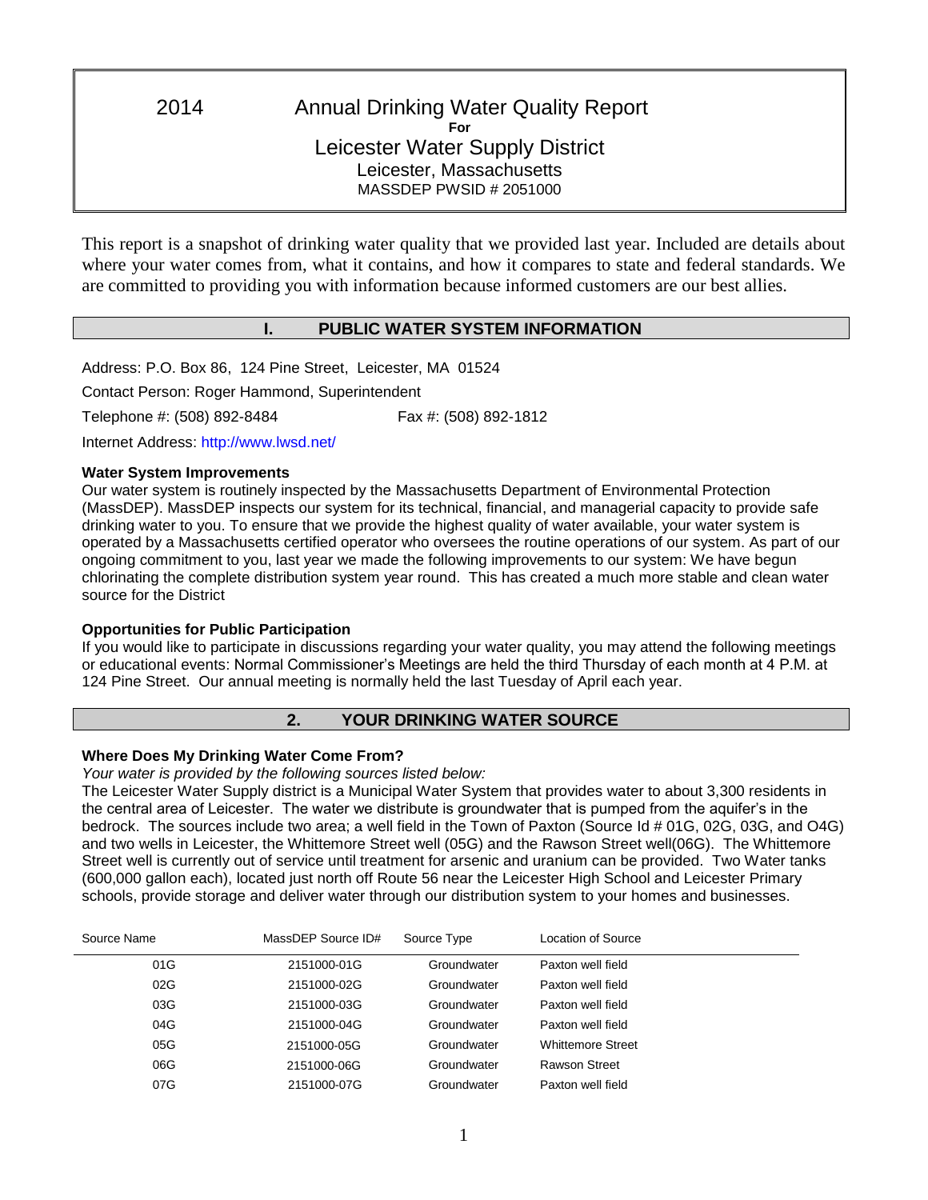# 2014 Annual Drinking Water Quality Report

**For**

## Leicester Water Supply District

Leicester, Massachusetts

MASSDEP PWSID # 2051000

This report is a snapshot of drinking water quality that we provided last year. Included are details about where your water comes from, what it contains, and how it compares to state and federal standards. We are committed to providing you with information because informed customers are our best allies.

## I. PUBLIC WATER SYSTEM INFORMATION

Address: P.O. Box 86, 124 Pine Street, Leicester, MA 01524

Contact Person: Roger Hammond, Superintendent

Telephone #: (508) 892-8484 Fax #: (508) 892-1812

Internet Address: http://www.lwsd.net/

### Water System Improvements

Our water system is routinely inspected by the Massachusetts Department of Environmental Protection (MassDEP). MassDEP inspects our system for its technical, financial, and managerial capacity to provide safe drinking water to you. To ensure that we provide the highest quality of water available, your water system is operated by a Massachusetts certified operator who oversees the routine operations of our system. As part of our ongoing commitment to you, last year we made the following improvements to our system: We have begun chlorinating the complete distribution system year round. This has created a much more stable and clean water source for the District

### Opportunities for Public Participation

If you would like to participate in discussions regarding your water quality, you may attend the following meetings or educational events: Normal Commissioner's Meetings are held the third Thursday of each month at 4 P.M. at 124 Pine Street. Our annual meeting is normally held the last Tuesday of April each year.

## 2. YOUR DRINKING WATER SOURCE

### Where Does My Drinking Water Come From?

*Your water is provided by the following sources listed below:*

The Leicester Water Supply district is a Municipal Water System that provides water to about 3,300 residents in the central area of Leicester. The water we distribute is groundwater that is pumped from the aquifer's in the bedrock. The sources include two area; a well field in the Town of Paxton (Source Id # 01G, 02G, 03G, and O4G) and two wells in Leicester, the Whittemore Street well (05G) and the Rawson Street well(06G). The Whittemore Street well is currently out of service until treatment for arsenic and uranium can be provided. Two Water tanks (600,000 gallon each), located just north off Route 56 near the Leicester High School and Leicester Primary schools, provide storage and deliver water through our distribution system to your homes and businesses.

| Source Name | MassDEP Source ID# | Source Type | Location of Source |
|---|---|---|---|
| 01G | 2151000-01G | Groundwater | Paxton well field |
| 02G | 2151000-02G | Groundwater | Paxton well field |
| 03G | 2151000-03G | Groundwater | Paxton well field |
| 04G | 2151000-04G | Groundwater | Paxton well field |
| 05G | 2151000-05G | Groundwater | Whittemore Street |
| 06G | 2151000-06G | Groundwater | Rawson Street |
| 07G | 2151000-07G | Groundwater | Paxton well field |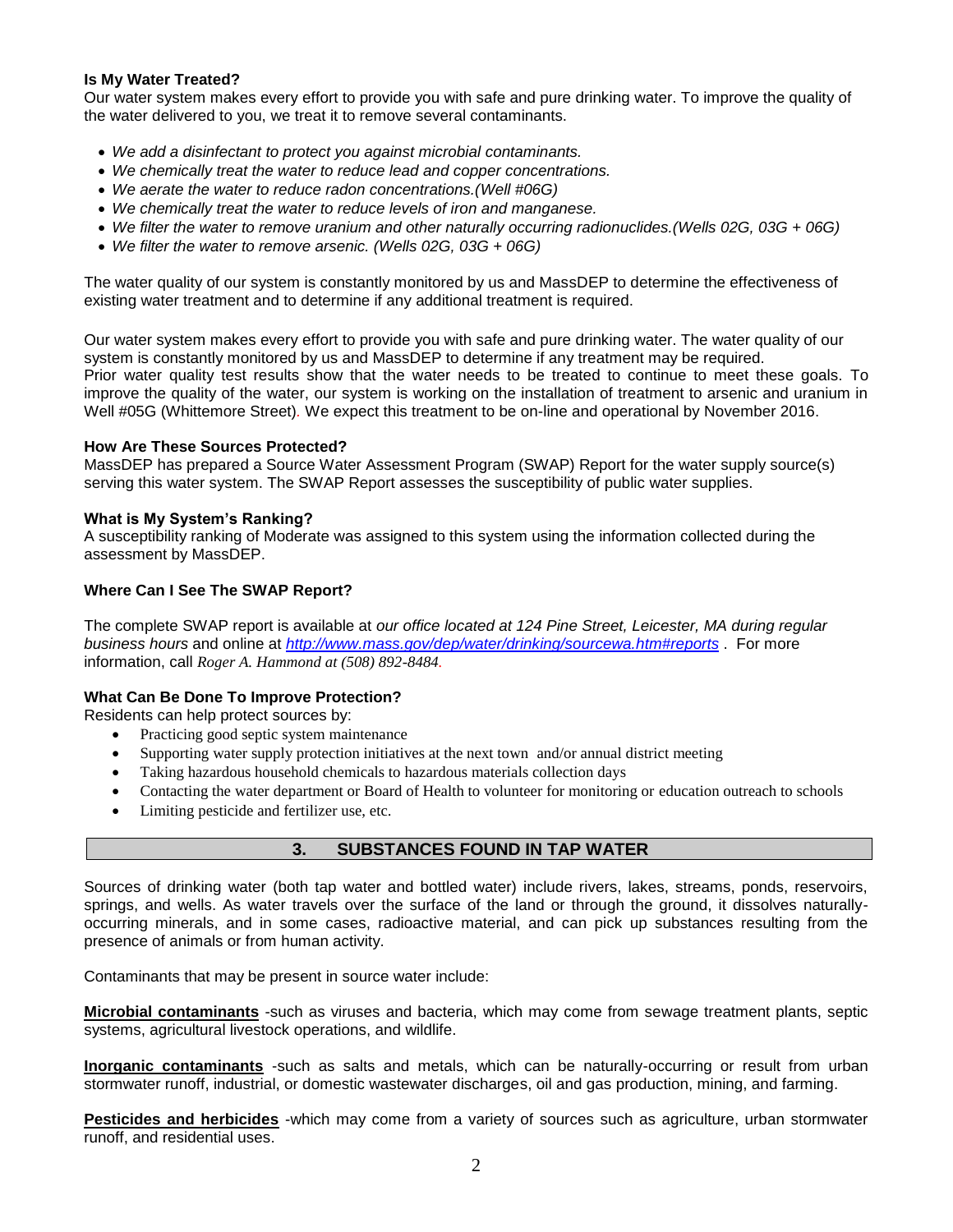### Is My Water Treated?

Our water system makes every effort to provide you with safe and pure drinking water. To improve the quality of the water delivered to you, we treat it to remove several contaminants.

- *We add a disinfectant to protect you against microbial contaminants.*
- *We chemically treat the water to reduce lead and copper concentrations.*
- *We aerate the water to reduce radon concentrations.(Well #06G)*
- *We chemically treat the water to reduce levels of iron and manganese.*
- *We filter the water to remove uranium and other naturally occurring radionuclides.(Wells 02G, 03G + 06G)*
- *We filter the water to remove arsenic. (Wells 02G, 03G + 06G)*

The water quality of our system is constantly monitored by us and MassDEP to determine the effectiveness of existing water treatment and to determine if any additional treatment is required.

Our water system makes every effort to provide you with safe and pure drinking water. The water quality of our system is constantly monitored by us and MassDEP to determine if any treatment may be required. Prior water quality test results show that the water needs to be treated to continue to meet these goals. To improve the quality of the water, our system is working on the installation of treatment to arsenic and uranium in Well #05G (Whittemore Street). We expect this treatment to be on-line and operational by November 2016.

### How Are These Sources Protected?

MassDEP has prepared a Source Water Assessment Program (SWAP) Report for the water supply source(s) serving this water system. The SWAP Report assesses the susceptibility of public water supplies.

### What is My System's Ranking?

A susceptibility ranking of Moderate was assigned to this system using the information collected during the assessment by MassDEP.

### Where Can I See The SWAP Report?

The complete SWAP report is available at *our office located at 124 Pine Street, Leicester, MA during regular business hours* and online at *[http://www.mass.gov/dep/water/drinking/sourcewa.htm#reports](http://www.mass.gov/dep/water/drinking/sourcewa.htm#reports)* . For more information, call *Roger A. Hammond at (508) 892-8484.*

### What Can Be Done To Improve Protection?

Residents can help protect sources by:

- Practicing good septic system maintenance
- Supporting water supply protection initiatives at the next town and/or annual district meeting
- Taking hazardous household chemicals to hazardous materials collection days
- Contacting the water department or Board of Health to volunteer for monitoring or education outreach to schools
- Limiting pesticide and fertilizer use, etc.

## 3. SUBSTANCES FOUND IN TAP WATER

Sources of drinking water (both tap water and bottled water) include rivers, lakes, streams, ponds, reservoirs, springs, and wells. As water travels over the surface of the land or through the ground, it dissolves naturally-occurring minerals, and in some cases, radioactive material, and can pick up substances resulting from the presence of animals or from human activity.

Contaminants that may be present in source water include:

**Microbial contaminants** -such as viruses and bacteria, which may come from sewage treatment plants, septic systems, agricultural livestock operations, and wildlife.

**Inorganic contaminants** -such as salts and metals, which can be naturally-occurring or result from urban stormwater runoff, industrial, or domestic wastewater discharges, oil and gas production, mining, and farming.

**Pesticides and herbicides** -which may come from a variety of sources such as agriculture, urban stormwater runoff, and residential uses.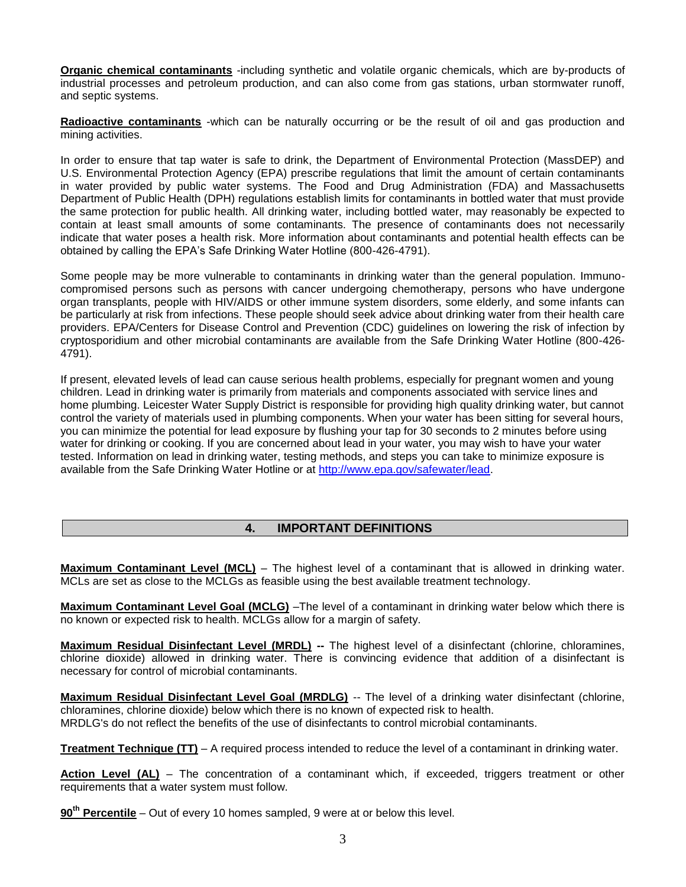**Organic chemical contaminants** -including synthetic and volatile organic chemicals, which are by-products of industrial processes and petroleum production, and can also come from gas stations, urban stormwater runoff, and septic systems.

**Radioactive contaminants** -which can be naturally occurring or be the result of oil and gas production and mining activities.

In order to ensure that tap water is safe to drink, the Department of Environmental Protection (MassDEP) and U.S. Environmental Protection Agency (EPA) prescribe regulations that limit the amount of certain contaminants in water provided by public water systems. The Food and Drug Administration (FDA) and Massachusetts Department of Public Health (DPH) regulations establish limits for contaminants in bottled water that must provide the same protection for public health. All drinking water, including bottled water, may reasonably be expected to contain at least small amounts of some contaminants. The presence of contaminants does not necessarily indicate that water poses a health risk. More information about contaminants and potential health effects can be obtained by calling the EPA's Safe Drinking Water Hotline (800-426-4791).

Some people may be more vulnerable to contaminants in drinking water than the general population. Immuno-compromised persons such as persons with cancer undergoing chemotherapy, persons who have undergone organ transplants, people with HIV/AIDS or other immune system disorders, some elderly, and some infants can be particularly at risk from infections. These people should seek advice about drinking water from their health care providers. EPA/Centers for Disease Control and Prevention (CDC) guidelines on lowering the risk of infection by cryptosporidium and other microbial contaminants are available from the Safe Drinking Water Hotline (800-426-4791).

If present, elevated levels of lead can cause serious health problems, especially for pregnant women and young children. Lead in drinking water is primarily from materials and components associated with service lines and home plumbing. Leicester Water Supply District is responsible for providing high quality drinking water, but cannot control the variety of materials used in plumbing components. When your water has been sitting for several hours, you can minimize the potential for lead exposure by flushing your tap for 30 seconds to 2 minutes before using water for drinking or cooking. If you are concerned about lead in your water, you may wish to have your water tested. Information on lead in drinking water, testing methods, and steps you can take to minimize exposure is available from the Safe Drinking Water Hotline or at http://www.epa.gov/safewater/lead.

## 4. IMPORTANT DEFINITIONS

**Maximum Contaminant Level (MCL)** – The highest level of a contaminant that is allowed in drinking water. MCLs are set as close to the MCLGs as feasible using the best available treatment technology.

**Maximum Contaminant Level Goal (MCLG)** –The level of a contaminant in drinking water below which there is no known or expected risk to health. MCLGs allow for a margin of safety.

**Maximum Residual Disinfectant Level (MRDL) --** The highest level of a disinfectant (chlorine, chloramines, chlorine dioxide) allowed in drinking water. There is convincing evidence that addition of a disinfectant is necessary for control of microbial contaminants.

**Maximum Residual Disinfectant Level Goal (MRDLG)** -- The level of a drinking water disinfectant (chlorine, chloramines, chlorine dioxide) below which there is no known of expected risk to health.
MRDLG's do not reflect the benefits of the use of disinfectants to control microbial contaminants.

**Treatment Technique (TT)** – A required process intended to reduce the level of a contaminant in drinking water.

**Action Level (AL)** – The concentration of a contaminant which, if exceeded, triggers treatment or other requirements that a water system must follow.

**90th Percentile** – Out of every 10 homes sampled, 9 were at or below this level.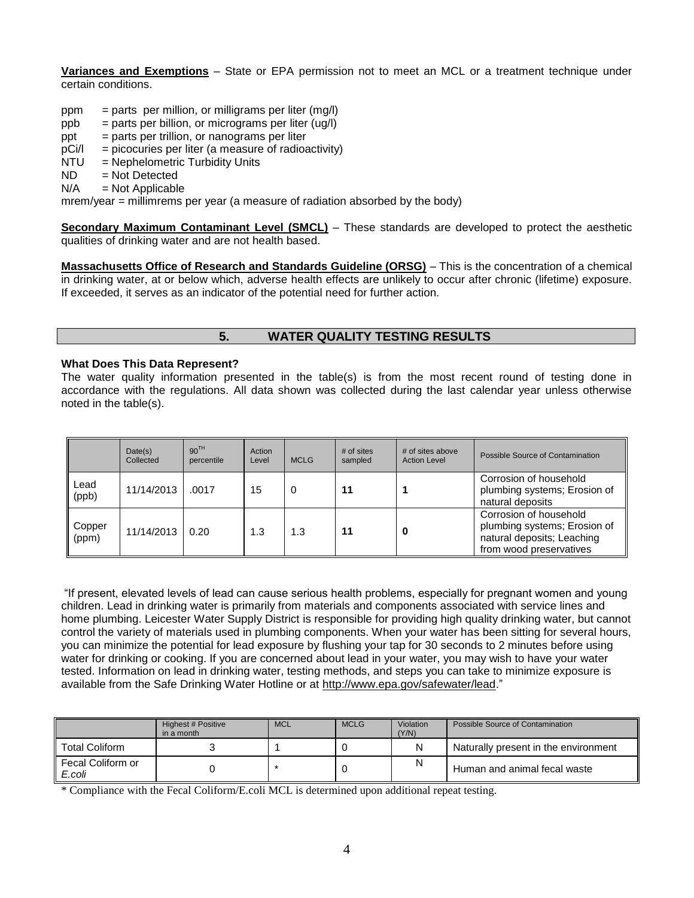**Variances and Exemptions** – State or EPA permission not to meet an MCL or a treatment technique under certain conditions.

ppm = parts per million, or milligrams per liter (mg/l)
ppb = parts per billion, or micrograms per liter (ug/l)
ppt = parts per trillion, or nanograms per liter
pCi/l = picocuries per liter (a measure of radioactivity)
NTU = Nephelometric Turbidity Units
ND = Not Detected
N/A = Not Applicable
mrem/year = millimrems per year (a measure of radiation absorbed by the body)

**Secondary Maximum Contaminant Level (SMCL)** – These standards are developed to protect the aesthetic qualities of drinking water and are not health based.

**Massachusetts Office of Research and Standards Guideline (ORSG)** – This is the concentration of a chemical in drinking water, at or below which, adverse health effects are unlikely to occur after chronic (lifetime) exposure. If exceeded, it serves as an indicator of the potential need for further action.

## 5. WATER QUALITY TESTING RESULTS

**What Does This Data Represent?**

The water quality information presented in the table(s) is from the most recent round of testing done in accordance with the regulations. All data shown was collected during the last calendar year unless otherwise noted in the table(s).

| | Date(s) Collected | 90TH percentile | Action Level | MCLG | # of sites sampled | # of sites above Action Level | Possible Source of Contamination |
|---|---|---|---|---|---|---|---|
| Lead (ppb) | 11/14/2013 | .0017 | 15 | 0 | **11** | **1** | Corrosion of household plumbing systems; Erosion of natural deposits |
| Copper (ppm) | 11/14/2013 | 0.20 | 1.3 | 1.3 | **11** | **0** | Corrosion of household plumbing systems; Erosion of natural deposits; Leaching from wood preservatives |

"If present, elevated levels of lead can cause serious health problems, especially for pregnant women and young children. Lead in drinking water is primarily from materials and components associated with service lines and home plumbing. Leicester Water Supply District is responsible for providing high quality drinking water, but cannot control the variety of materials used in plumbing components. When your water has been sitting for several hours, you can minimize the potential for lead exposure by flushing your tap for 30 seconds to 2 minutes before using water for drinking or cooking. If you are concerned about lead in your water, you may wish to have your water tested. Information on lead in drinking water, testing methods, and steps you can take to minimize exposure is available from the Safe Drinking Water Hotline or at http://www.epa.gov/safewater/lead."

| | Highest # Positive in a month | MCL | MCLG | Violation (Y/N) | Possible Source of Contamination |
|---|---|---|---|---|---|
| Total Coliform | 3 | 1 | 0 | N | Naturally present in the environment |
| Fecal Coliform or *E.coli* | 0 | * | 0 | N | Human and animal fecal waste |

* Compliance with the Fecal Coliform/E.coli MCL is determined upon additional repeat testing.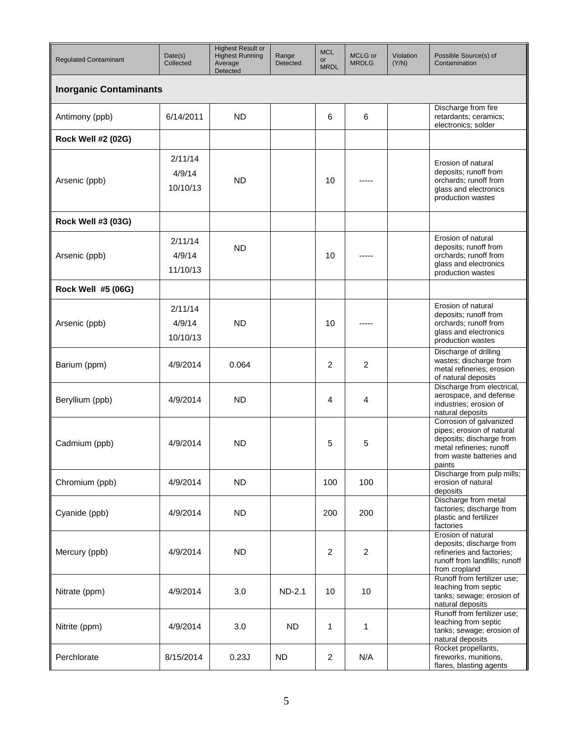| Regulated Contaminant | Date(s) Collected | Highest Result or Highest Running Average Detected | Range Detected | MCL or MRDL | MCLG or MRDLG | Violation (Y/N) | Possible Source(s) of Contamination |
|---|---|---|---|---|---|---|---|
| **Inorganic Contaminants** | | | | | | | |
| Antimony (ppb) | 6/14/2011 | ND | | 6 | 6 | | Discharge from fire retardants; ceramics; electronics; solder |
| **Rock Well #2 (02G)** | | | | | | | |
| Arsenic (ppb) | 2/11/14<br>4/9/14<br>10/10/13 | ND | | 10 | ----- | | Erosion of natural deposits; runoff from orchards; runoff from glass and electronics production wastes |
| **Rock Well #3 (03G)** | | | | | | | |
| Arsenic (ppb) | 2/11/14<br>4/9/14<br>11/10/13 | ND | | 10 | ----- | | Erosion of natural deposits; runoff from orchards; runoff from glass and electronics production wastes |
| **Rock Well #5 (06G)** | | | | | | | |
| Arsenic (ppb) | 2/11/14<br>4/9/14<br>10/10/13 | ND | | 10 | ----- | | Erosion of natural deposits; runoff from orchards; runoff from glass and electronics production wastes |
| Barium (ppm) | 4/9/2014 | 0.064 | | 2 | 2 | | Discharge of drilling wastes; discharge from metal refineries; erosion of natural deposits |
| Beryllium (ppb) | 4/9/2014 | ND | | 4 | 4 | | Discharge from electrical, aerospace, and defense industries; erosion of natural deposits |
| Cadmium (ppb) | 4/9/2014 | ND | | 5 | 5 | | Corrosion of galvanized pipes; erosion of natural deposits; discharge from metal refineries; runoff from waste batteries and paints |
| Chromium (ppb) | 4/9/2014 | ND | | 100 | 100 | | Discharge from pulp mills; erosion of natural deposits |
| Cyanide (ppb) | 4/9/2014 | ND | | 200 | 200 | | Discharge from metal factories; discharge from plastic and fertilizer factories |
| Mercury (ppb) | 4/9/2014 | ND | | 2 | 2 | | Erosion of natural deposits; discharge from refineries and factories; runoff from landfills; runoff from cropland |
| Nitrate (ppm) | 4/9/2014 | 3.0 | ND-2.1 | 10 | 10 | | Runoff from fertilizer use; leaching from septic tanks; sewage; erosion of natural deposits |
| Nitrite (ppm) | 4/9/2014 | 3.0 | ND | 1 | 1 | | Runoff from fertilizer use; leaching from septic tanks; sewage; erosion of natural deposits |
| Perchlorate | 8/15/2014 | 0.23J | ND | 2 | N/A | | Rocket propellants, fireworks, munitions, flares, blasting agents |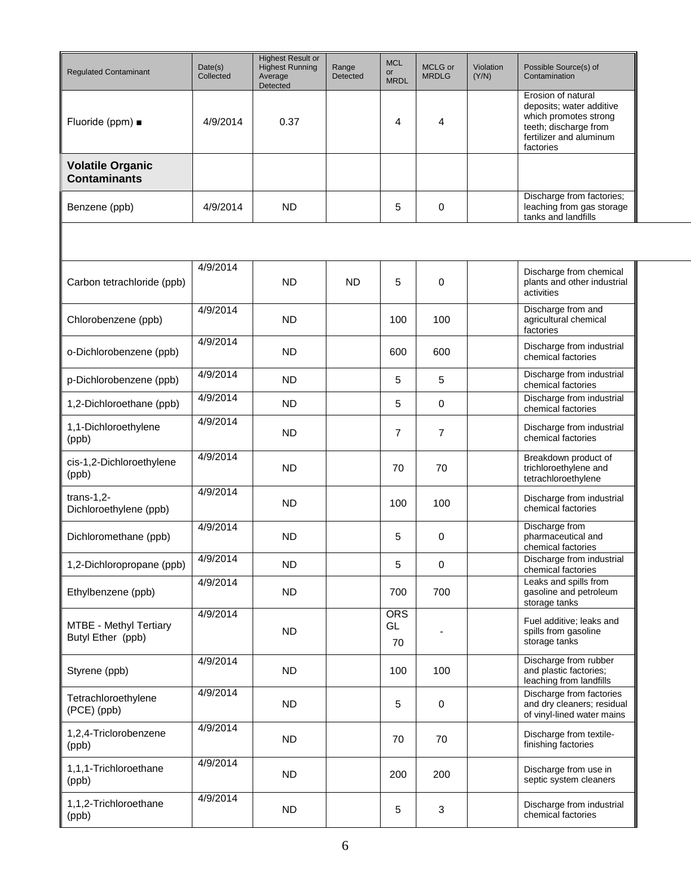| Regulated Contaminant | Date(s) Collected | Highest Result or Highest Running Average Detected | Range Detected | MCL or MRDL | MCLG or MRDLG | Violation (Y/N) | Possible Source(s) of Contamination |
|---|---|---|---|---|---|---|---|
| Fluoride (ppm) ■ | 4/9/2014 | 0.37 | | 4 | 4 | | Erosion of natural deposits; water additive which promotes strong teeth; discharge from fertilizer and aluminum factories |
| **Volatile Organic Contaminants** | | | | | | | |
| Benzene (ppb) | 4/9/2014 | ND | | 5 | 0 | | Discharge from factories; leaching from gas storage tanks and landfills |
| Carbon tetrachloride (ppb) | 4/9/2014 | ND | ND | 5 | 0 | | Discharge from chemical plants and other industrial activities |
| Chlorobenzene (ppb) | 4/9/2014 | ND | | 100 | 100 | | Discharge from and agricultural chemical factories |
| o-Dichlorobenzene (ppb) | 4/9/2014 | ND | | 600 | 600 | | Discharge from industrial chemical factories |
| p-Dichlorobenzene (ppb) | 4/9/2014 | ND | | 5 | 5 | | Discharge from industrial chemical factories |
| 1,2-Dichloroethane (ppb) | 4/9/2014 | ND | | 5 | 0 | | Discharge from industrial chemical factories |
| 1,1-Dichloroethylene (ppb) | 4/9/2014 | ND | | 7 | 7 | | Discharge from industrial chemical factories |
| cis-1,2-Dichloroethylene (ppb) | 4/9/2014 | ND | | 70 | 70 | | Breakdown product of trichloroethylene and tetrachloroethylene |
| trans-1,2-Dichloroethylene (ppb) | 4/9/2014 | ND | | 100 | 100 | | Discharge from industrial chemical factories |
| Dichloromethane (ppb) | 4/9/2014 | ND | | 5 | 0 | | Discharge from pharmaceutical and chemical factories |
| 1,2-Dichloropropane (ppb) | 4/9/2014 | ND | | 5 | 0 | | Discharge from industrial chemical factories |
| Ethylbenzene (ppb) | 4/9/2014 | ND | | 700 | 700 | | Leaks and spills from gasoline and petroleum storage tanks |
| MTBE - Methyl Tertiary Butyl Ether (ppb) | 4/9/2014 | ND | | ORS GL 70 | - | | Fuel additive; leaks and spills from gasoline storage tanks |
| Styrene (ppb) | 4/9/2014 | ND | | 100 | 100 | | Discharge from rubber and plastic factories; leaching from landfills |
| Tetrachloroethylene (PCE) (ppb) | 4/9/2014 | ND | | 5 | 0 | | Discharge from factories and dry cleaners; residual of vinyl-lined water mains |
| 1,2,4-Triclorobenzene (ppb) | 4/9/2014 | ND | | 70 | 70 | | Discharge from textile-finishing factories |
| 1,1,1-Trichloroethane (ppb) | 4/9/2014 | ND | | 200 | 200 | | Discharge from use in septic system cleaners |
| 1,1,2-Trichloroethane (ppb) | 4/9/2014 | ND | | 5 | 3 | | Discharge from industrial chemical factories |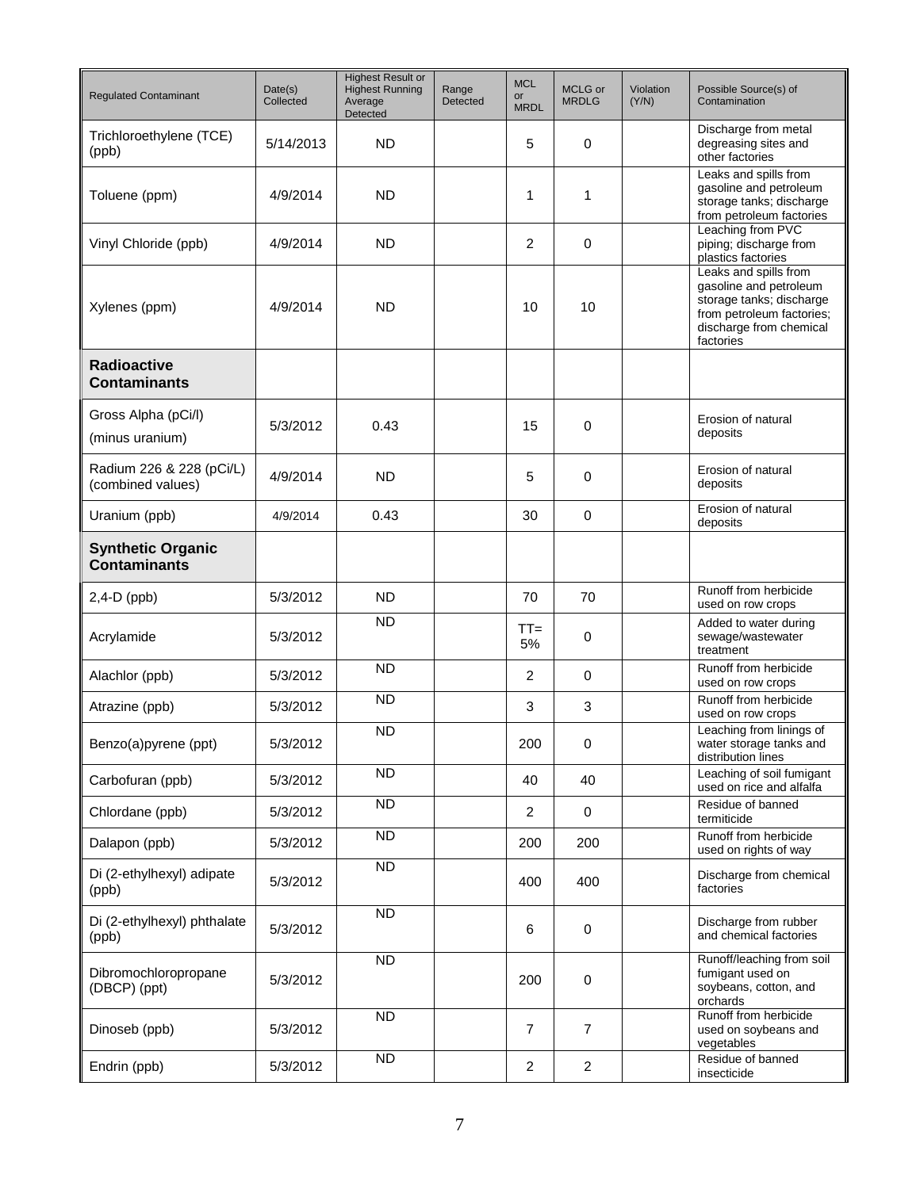| Regulated Contaminant | Date(s) Collected | Highest Result or Highest Running Average Detected | Range Detected | MCL or MRDL | MCLG or MRDLG | Violation (Y/N) | Possible Source(s) of Contamination |
|---|---|---|---|---|---|---|---|
| Trichloroethylene (TCE) (ppb) | 5/14/2013 | ND | | 5 | 0 | | Discharge from metal degreasing sites and other factories |
| Toluene (ppm) | 4/9/2014 | ND | | 1 | 1 | | Leaks and spills from gasoline and petroleum storage tanks; discharge from petroleum factories |
| Vinyl Chloride (ppb) | 4/9/2014 | ND | | 2 | 0 | | Leaching from PVC piping; discharge from plastics factories |
| Xylenes (ppm) | 4/9/2014 | ND | | 10 | 10 | | Leaks and spills from gasoline and petroleum storage tanks; discharge from petroleum factories; discharge from chemical factories |
| **Radioactive Contaminants** | | | | | | | |
| Gross Alpha (pCi/l) (minus uranium) | 5/3/2012 | 0.43 | | 15 | 0 | | Erosion of natural deposits |
| Radium 226 & 228 (pCi/L) (combined values) | 4/9/2014 | ND | | 5 | 0 | | Erosion of natural deposits |
| Uranium (ppb) | 4/9/2014 | 0.43 | | 30 | 0 | | Erosion of natural deposits |
| **Synthetic Organic Contaminants** | | | | | | | |
| 2,4-D (ppb) | 5/3/2012 | ND | | 70 | 70 | | Runoff from herbicide used on row crops |
| Acrylamide | 5/3/2012 | ND | | TT= 5% | 0 | | Added to water during sewage/wastewater treatment |
| Alachlor (ppb) | 5/3/2012 | ND | | 2 | 0 | | Runoff from herbicide used on row crops |
| Atrazine (ppb) | 5/3/2012 | ND | | 3 | 3 | | Runoff from herbicide used on row crops |
| Benzo(a)pyrene (ppt) | 5/3/2012 | ND | | 200 | 0 | | Leaching from linings of water storage tanks and distribution lines |
| Carbofuran (ppb) | 5/3/2012 | ND | | 40 | 40 | | Leaching of soil fumigant used on rice and alfalfa |
| Chlordane (ppb) | 5/3/2012 | ND | | 2 | 0 | | Residue of banned termiticide |
| Dalapon (ppb) | 5/3/2012 | ND | | 200 | 200 | | Runoff from herbicide used on rights of way |
| Di (2-ethylhexyl) adipate (ppb) | 5/3/2012 | ND | | 400 | 400 | | Discharge from chemical factories |
| Di (2-ethylhexyl) phthalate (ppb) | 5/3/2012 | ND | | 6 | 0 | | Discharge from rubber and chemical factories |
| Dibromochloropropane (DBCP) (ppt) | 5/3/2012 | ND | | 200 | 0 | | Runoff/leaching from soil fumigant used on soybeans, cotton, and orchards |
| Dinoseb (ppb) | 5/3/2012 | ND | | 7 | 7 | | Runoff from herbicide used on soybeans and vegetables |
| Endrin (ppb) | 5/3/2012 | ND | | 2 | 2 | | Residue of banned insecticide |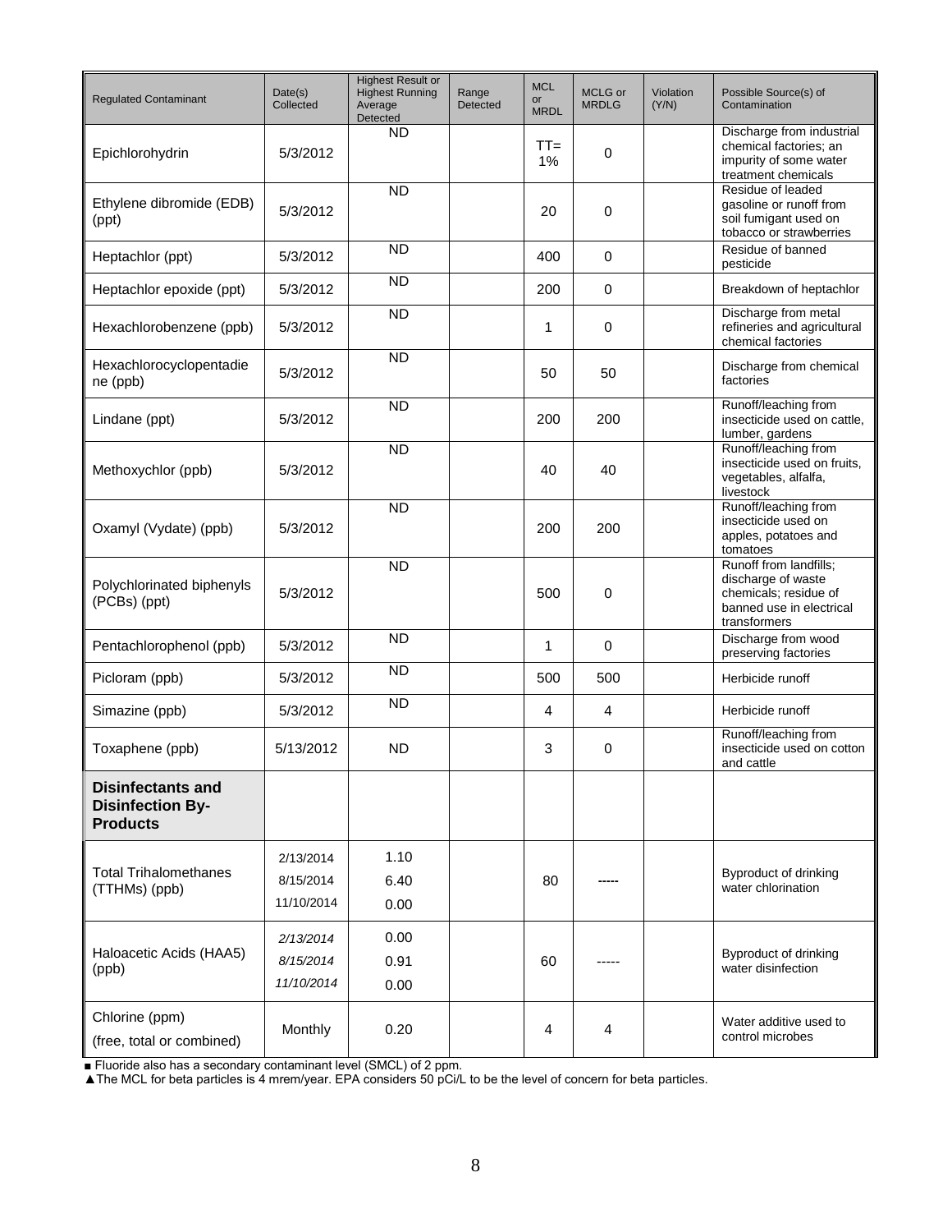| Regulated Contaminant | Date(s) Collected | Highest Result or Highest Running Average Detected | Range Detected | MCL or MRDL | MCLG or MRDLG | Violation (Y/N) | Possible Source(s) of Contamination |
|---|---|---|---|---|---|---|---|
| Epichlorohydrin | 5/3/2012 | ND | | TT= 1% | 0 | | Discharge from industrial chemical factories; an impurity of some water treatment chemicals |
| Ethylene dibromide (EDB) (ppt) | 5/3/2012 | ND | | 20 | 0 | | Residue of leaded gasoline or runoff from soil fumigant used on tobacco or strawberries |
| Heptachlor (ppt) | 5/3/2012 | ND | | 400 | 0 | | Residue of banned pesticide |
| Heptachlor epoxide (ppt) | 5/3/2012 | ND | | 200 | 0 | | Breakdown of heptachlor |
| Hexachlorobenzene (ppb) | 5/3/2012 | ND | | 1 | 0 | | Discharge from metal refineries and agricultural chemical factories |
| Hexachlorocyclopentadiene (ppb) | 5/3/2012 | ND | | 50 | 50 | | Discharge from chemical factories |
| Lindane (ppt) | 5/3/2012 | ND | | 200 | 200 | | Runoff/leaching from insecticide used on cattle, lumber, gardens |
| Methoxychlor (ppb) | 5/3/2012 | ND | | 40 | 40 | | Runoff/leaching from insecticide used on fruits, vegetables, alfalfa, livestock |
| Oxamyl (Vydate) (ppb) | 5/3/2012 | ND | | 200 | 200 | | Runoff/leaching from insecticide used on apples, potatoes and tomatoes |
| Polychlorinated biphenyls (PCBs) (ppt) | 5/3/2012 | ND | | 500 | 0 | | Runoff from landfills; discharge of waste chemicals; residue of banned use in electrical transformers |
| Pentachlorophenol (ppb) | 5/3/2012 | ND | | 1 | 0 | | Discharge from wood preserving factories |
| Picloram (ppb) | 5/3/2012 | ND | | 500 | 500 | | Herbicide runoff |
| Simazine (ppb) | 5/3/2012 | ND | | 4 | 4 | | Herbicide runoff |
| Toxaphene (ppb) | 5/13/2012 | ND | | 3 | 0 | | Runoff/leaching from insecticide used on cotton and cattle |
| **Disinfectants and Disinfection By-Products** | | | | | | | |
| Total Trihalomethanes (TTHMs) (ppb) | 2/13/2014<br>8/15/2014<br>11/10/2014 | 1.10<br>6.40<br>0.00 | | 80 | ----- | | Byproduct of drinking water chlorination |
| Haloacetic Acids (HAA5) (ppb) | *2/13/2014*<br>*8/15/2014*<br>*11/10/2014* | 0.00<br>0.91<br>0.00 | | 60 | ----- | | Byproduct of drinking water disinfection |
| Chlorine (ppm) (free, total or combined) | Monthly | 0.20 | | 4 | 4 | | Water additive used to control microbes |

■ Fluoride also has a secondary contaminant level (SMCL) of 2 ppm.

▲The MCL for beta particles is 4 mrem/year. EPA considers 50 pCi/L to be the level of concern for beta particles.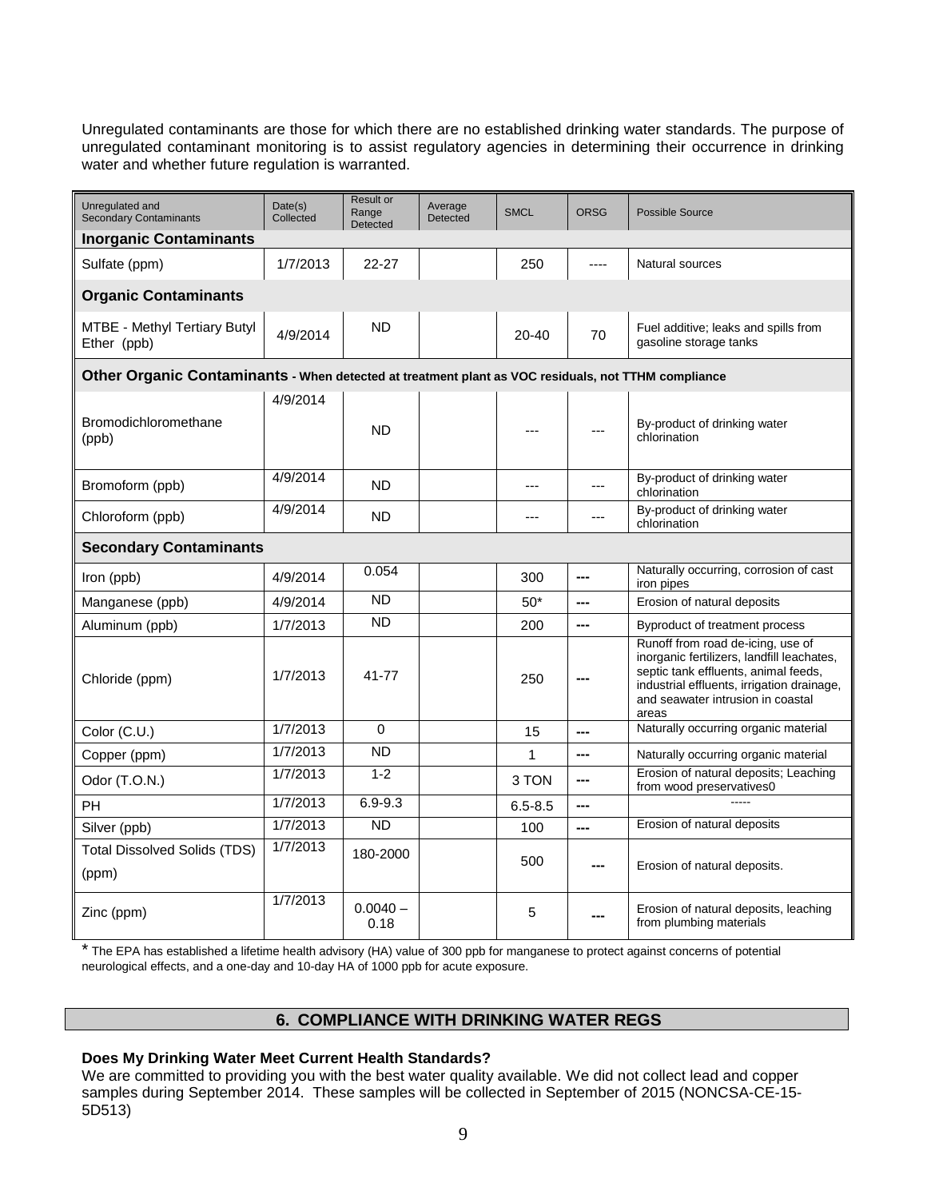Unregulated contaminants are those for which there are no established drinking water standards. The purpose of unregulated contaminant monitoring is to assist regulatory agencies in determining their occurrence in drinking water and whether future regulation is warranted.

| Unregulated and Secondary Contaminants | Date(s) Collected | Result or Range Detected | Average Detected | SMCL | ORSG | Possible Source |
|---|---|---|---|---|---|---|
| **Inorganic Contaminants** | | | | | | |
| Sulfate (ppm) | 1/7/2013 | 22-27 | | 250 | ---- | Natural sources |
| **Organic Contaminants** | | | | | | |
| MTBE - Methyl Tertiary Butyl Ether (ppb) | 4/9/2014 | ND | | 20-40 | 70 | Fuel additive; leaks and spills from gasoline storage tanks |
| **Other Organic Contaminants - When detected at treatment plant as VOC residuals, not TTHM compliance** | | | | | | |
| Bromodichloromethane (ppb) | 4/9/2014 | ND | | --- | --- | By-product of drinking water chlorination |
| Bromoform (ppb) | 4/9/2014 | ND | | --- | --- | By-product of drinking water chlorination |
| Chloroform (ppb) | 4/9/2014 | ND | | --- | --- | By-product of drinking water chlorination |
| **Secondary Contaminants** | | | | | | |
| Iron (ppb) | 4/9/2014 | 0.054 | | 300 | --- | Naturally occurring, corrosion of cast iron pipes |
| Manganese (ppb) | 4/9/2014 | ND | | 50* | --- | Erosion of natural deposits |
| Aluminum (ppb) | 1/7/2013 | ND | | 200 | --- | Byproduct of treatment process |
| Chloride (ppm) | 1/7/2013 | 41-77 | | 250 | --- | Runoff from road de-icing, use of inorganic fertilizers, landfill leachates, septic tank effluents, animal feeds, industrial effluents, irrigation drainage, and seawater intrusion in coastal areas |
| Color (C.U.) | 1/7/2013 | 0 | | 15 | --- | Naturally occurring organic material |
| Copper (ppm) | 1/7/2013 | ND | | 1 | --- | Naturally occurring organic material |
| Odor (T.O.N.) | 1/7/2013 | 1-2 | | 3 TON | --- | Erosion of natural deposits; Leaching from wood preservatives0 |
| PH | 1/7/2013 | 6.9-9.3 | | 6.5-8.5 | --- | ----- |
| Silver (ppb) | 1/7/2013 | ND | | 100 | --- | Erosion of natural deposits |
| Total Dissolved Solids (TDS) (ppm) | 1/7/2013 | 180-2000 | | 500 | --- | Erosion of natural deposits. |
| Zinc (ppm) | 1/7/2013 | 0.0040 – 0.18 | | 5 | --- | Erosion of natural deposits, leaching from plumbing materials |

* The EPA has established a lifetime health advisory (HA) value of 300 ppb for manganese to protect against concerns of potential neurological effects, and a one-day and 10-day HA of 1000 ppb for acute exposure.

## 6. COMPLIANCE WITH DRINKING WATER REGS

**Does My Drinking Water Meet Current Health Standards?**

We are committed to providing you with the best water quality available. We did not collect lead and copper samples during September 2014. These samples will be collected in September of 2015 (NONCSA-CE-15-5D513)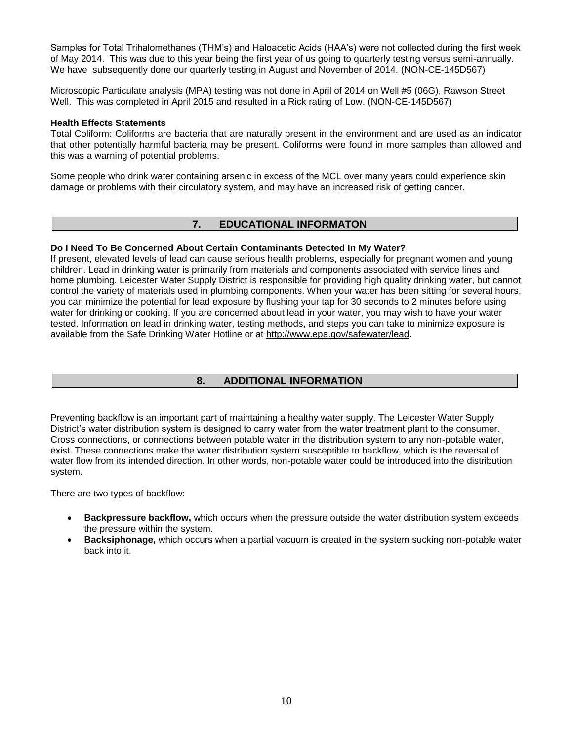Samples for Total Trihalomethanes (THM's) and Haloacetic Acids (HAA's) were not collected during the first week of May 2014. This was due to this year being the first year of us going to quarterly testing versus semi-annually. We have subsequently done our quarterly testing in August and November of 2014. (NON-CE-145D567)

Microscopic Particulate analysis (MPA) testing was not done in April of 2014 on Well #5 (06G), Rawson Street Well. This was completed in April 2015 and resulted in a Rick rating of Low. (NON-CE-145D567)

**Health Effects Statements**

Total Coliform: Coliforms are bacteria that are naturally present in the environment and are used as an indicator that other potentially harmful bacteria may be present. Coliforms were found in more samples than allowed and this was a warning of potential problems.

Some people who drink water containing arsenic in excess of the MCL over many years could experience skin damage or problems with their circulatory system, and may have an increased risk of getting cancer.

## 7. EDUCATIONAL INFORMATON

**Do I Need To Be Concerned About Certain Contaminants Detected In My Water?**

If present, elevated levels of lead can cause serious health problems, especially for pregnant women and young children. Lead in drinking water is primarily from materials and components associated with service lines and home plumbing. Leicester Water Supply District is responsible for providing high quality drinking water, but cannot control the variety of materials used in plumbing components. When your water has been sitting for several hours, you can minimize the potential for lead exposure by flushing your tap for 30 seconds to 2 minutes before using water for drinking or cooking. If you are concerned about lead in your water, you may wish to have your water tested. Information on lead in drinking water, testing methods, and steps you can take to minimize exposure is available from the Safe Drinking Water Hotline or at http://www.epa.gov/safewater/lead.

## 8. ADDITIONAL INFORMATION

Preventing backflow is an important part of maintaining a healthy water supply. The Leicester Water Supply District's water distribution system is designed to carry water from the water treatment plant to the consumer. Cross connections, or connections between potable water in the distribution system to any non-potable water, exist. These connections make the water distribution system susceptible to backflow, which is the reversal of water flow from its intended direction. In other words, non-potable water could be introduced into the distribution system.

There are two types of backflow:

- **Backpressure backflow,** which occurs when the pressure outside the water distribution system exceeds the pressure within the system.
- **Backsiphonage,** which occurs when a partial vacuum is created in the system sucking non-potable water back into it.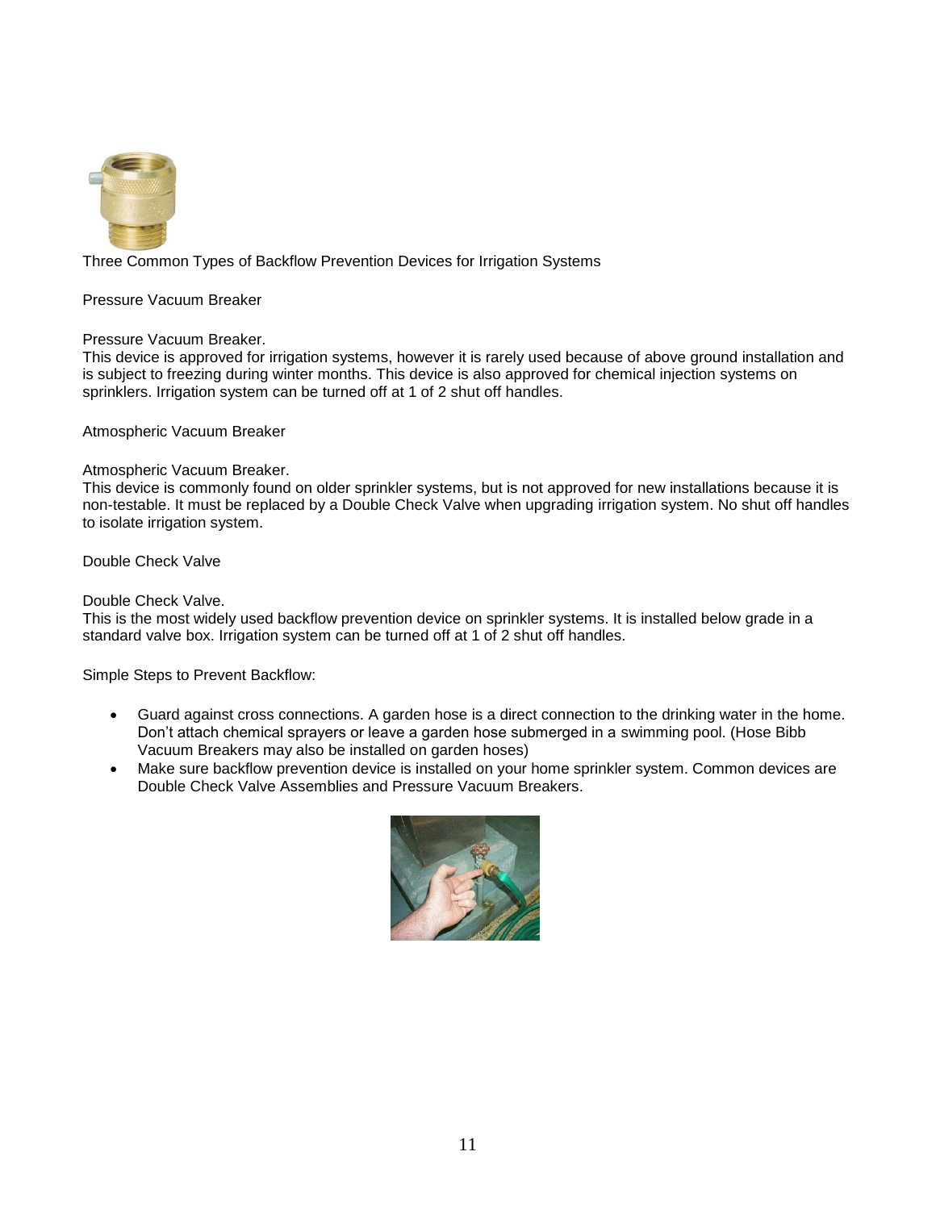Three Common Types of Backflow Prevention Devices for Irrigation Systems

Pressure Vacuum Breaker

Pressure Vacuum Breaker.
This device is approved for irrigation systems, however it is rarely used because of above ground installation and is subject to freezing during winter months. This device is also approved for chemical injection systems on sprinklers. Irrigation system can be turned off at 1 of 2 shut off handles.

Atmospheric Vacuum Breaker

Atmospheric Vacuum Breaker.
This device is commonly found on older sprinkler systems, but is not approved for new installations because it is non-testable. It must be replaced by a Double Check Valve when upgrading irrigation system. No shut off handles to isolate irrigation system.

Double Check Valve

Double Check Valve.
This is the most widely used backflow prevention device on sprinkler systems. It is installed below grade in a standard valve box. Irrigation system can be turned off at 1 of 2 shut off handles.

Simple Steps to Prevent Backflow:

- Guard against cross connections. A garden hose is a direct connection to the drinking water in the home. Don't attach chemical sprayers or leave a garden hose submerged in a swimming pool. (Hose Bibb Vacuum Breakers may also be installed on garden hoses)
- Make sure backflow prevention device is installed on your home sprinkler system. Common devices are Double Check Valve Assemblies and Pressure Vacuum Breakers.